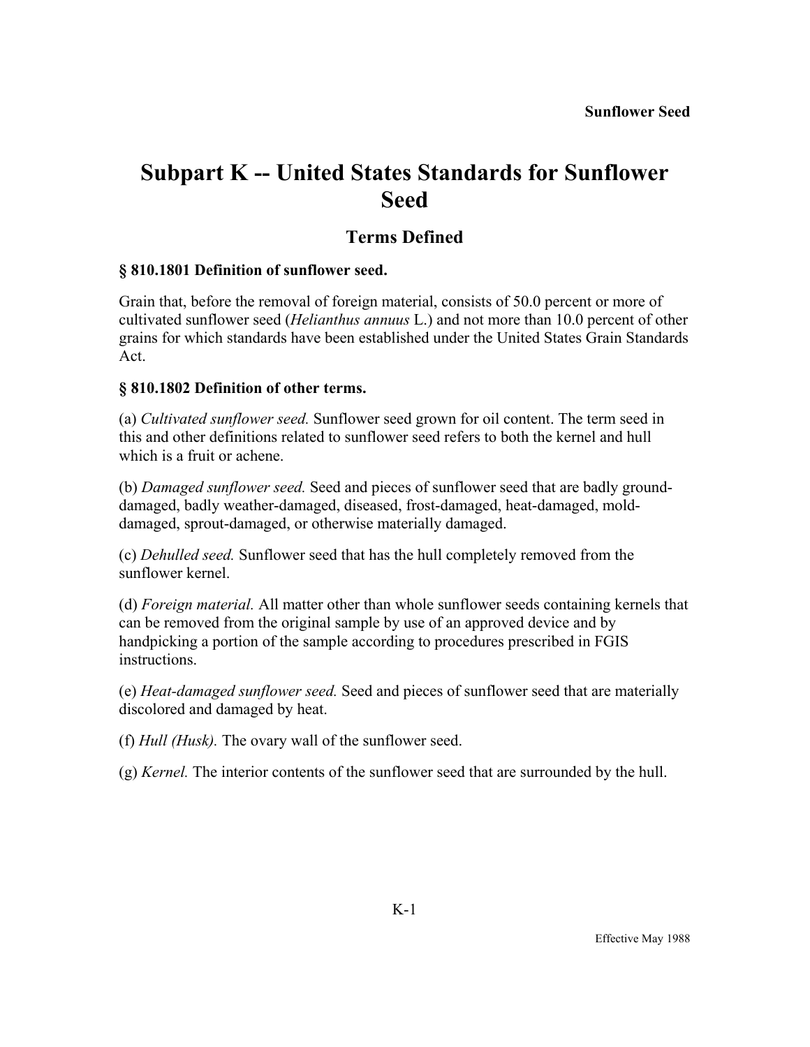# Subpart K -- United States Standards for Sunflower Seed

## Terms Defined

### § 810.1801 Definition of sunflower seed.

Grain that, before the removal of foreign material, consists of 50.0 percent or more of cultivated sunflower seed (*Helianthus annuus* L.) and not more than 10.0 percent of other grains for which standards have been established under the United States Grain Standards Act.

### § 810.1802 Definition of other terms.

(a) *Cultivated sunflower seed.* Sunflower seed grown for oil content. The term seed in this and other definitions related to sunflower seed refers to both the kernel and hull which is a fruit or achene.

(b) *Damaged sunflower seed.* Seed and pieces of sunflower seed that are badly ground-damaged, badly weather-damaged, diseased, frost-damaged, heat-damaged, mold-damaged, sprout-damaged, or otherwise materially damaged.

(c) *Dehulled seed.* Sunflower seed that has the hull completely removed from the sunflower kernel.

(d) *Foreign material.* All matter other than whole sunflower seeds containing kernels that can be removed from the original sample by use of an approved device and by handpicking a portion of the sample according to procedures prescribed in FGIS instructions.

(e) *Heat-damaged sunflower seed.* Seed and pieces of sunflower seed that are materially discolored and damaged by heat.

(f) *Hull (Husk).* The ovary wall of the sunflower seed.

(g) *Kernel.* The interior contents of the sunflower seed that are surrounded by the hull.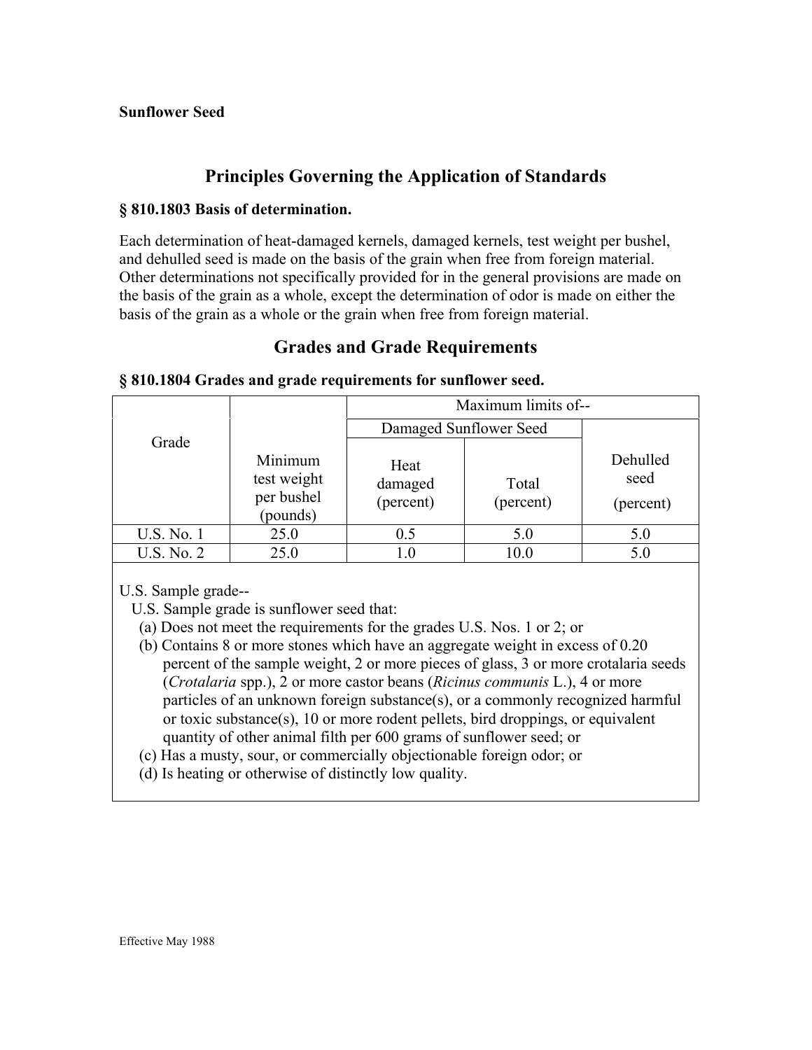**Sunflower Seed**

## Principles Governing the Application of Standards

### § 810.1803 Basis of determination.

Each determination of heat-damaged kernels, damaged kernels, test weight per bushel, and dehulled seed is made on the basis of the grain when free from foreign material. Other determinations not specifically provided for in the general provisions are made on the basis of the grain as a whole, except the determination of odor is made on either the basis of the grain as a whole or the grain when free from foreign material.

## Grades and Grade Requirements

### § 810.1804 Grades and grade requirements for sunflower seed.

| Grade | Minimum test weight per bushel (pounds) | Maximum limits of-- | | |
|---|---|---|---|---|
| | | Damaged Sunflower Seed | | Dehulled seed (percent) |
| | | Heat damaged (percent) | Total (percent) | |
| U.S. No. 1 | 25.0 | 0.5 | 5.0 | 5.0 |
| U.S. No. 2 | 25.0 | 1.0 | 10.0 | 5.0 |

U.S. Sample grade--

U.S. Sample grade is sunflower seed that:

(a) Does not meet the requirements for the grades U.S. Nos. 1 or 2; or

(b) Contains 8 or more stones which have an aggregate weight in excess of 0.20 percent of the sample weight, 2 or more pieces of glass, 3 or more crotalaria seeds (*Crotalaria* spp.), 2 or more castor beans (*Ricinus communis* L.), 4 or more particles of an unknown foreign substance(s), or a commonly recognized harmful or toxic substance(s), 10 or more rodent pellets, bird droppings, or equivalent quantity of other animal filth per 600 grams of sunflower seed; or

(c) Has a musty, sour, or commercially objectionable foreign odor; or

(d) Is heating or otherwise of distinctly low quality.

Effective May 1988